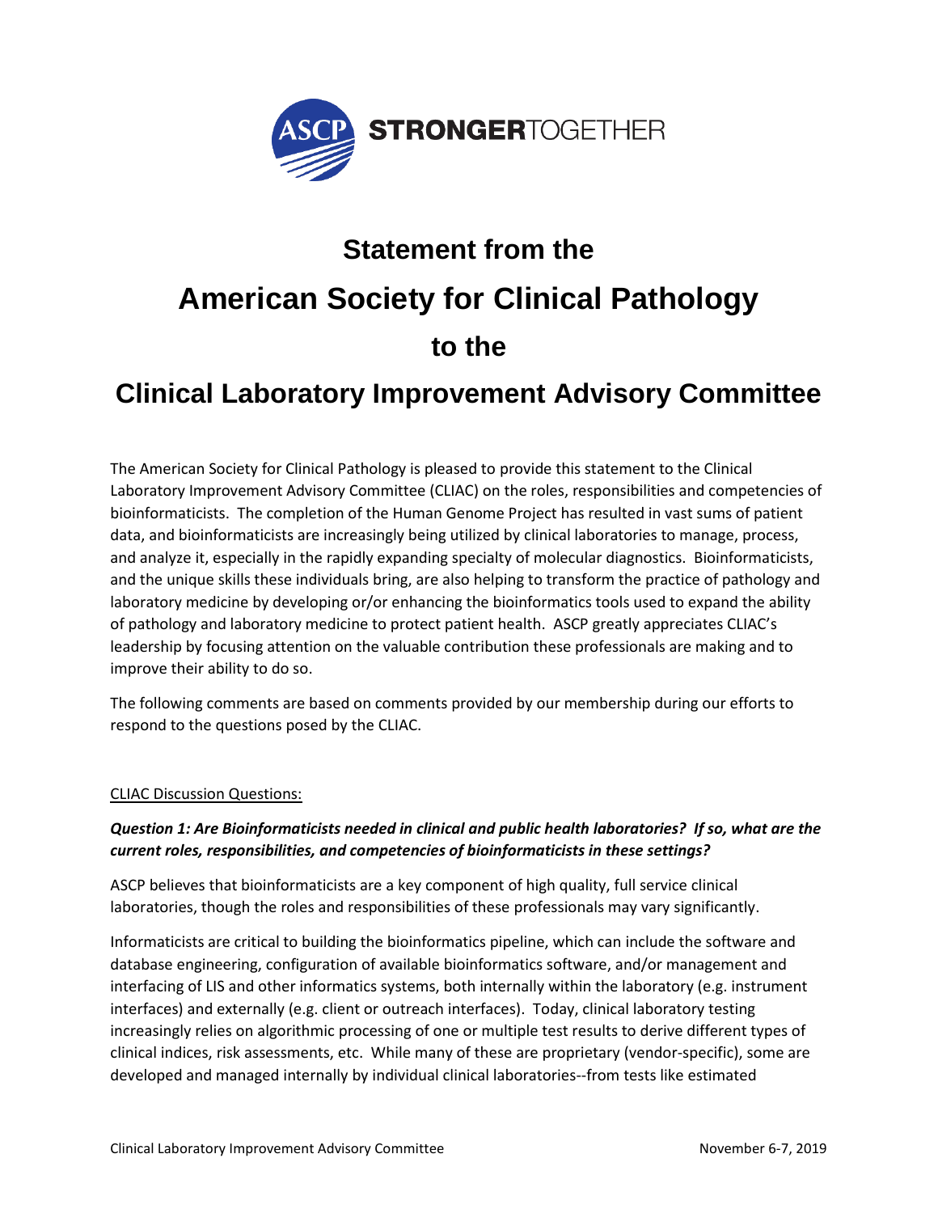ASCP **STRONGER**TOGETHER

# Statement from the
# American Society for Clinical Pathology
## to the
# Clinical Laboratory Improvement Advisory Committee

The American Society for Clinical Pathology is pleased to provide this statement to the Clinical Laboratory Improvement Advisory Committee (CLIAC) on the roles, responsibilities and competencies of bioinformaticists. The completion of the Human Genome Project has resulted in vast sums of patient data, and bioinformaticists are increasingly being utilized by clinical laboratories to manage, process, and analyze it, especially in the rapidly expanding specialty of molecular diagnostics. Bioinformaticists, and the unique skills these individuals bring, are also helping to transform the practice of pathology and laboratory medicine by developing or/or enhancing the bioinformatics tools used to expand the ability of pathology and laboratory medicine to protect patient health. ASCP greatly appreciates CLIAC's leadership by focusing attention on the valuable contribution these professionals are making and to improve their ability to do so.

The following comments are based on comments provided by our membership during our efforts to respond to the questions posed by the CLIAC.

<u>CLIAC Discussion Questions:</u>

***Question 1: Are Bioinformaticists needed in clinical and public health laboratories? If so, what are the current roles, responsibilities, and competencies of bioinformaticists in these settings?***

ASCP believes that bioinformaticists are a key component of high quality, full service clinical laboratories, though the roles and responsibilities of these professionals may vary significantly.

Informaticists are critical to building the bioinformatics pipeline, which can include the software and database engineering, configuration of available bioinformatics software, and/or management and interfacing of LIS and other informatics systems, both internally within the laboratory (e.g. instrument interfaces) and externally (e.g. client or outreach interfaces). Today, clinical laboratory testing increasingly relies on algorithmic processing of one or multiple test results to derive different types of clinical indices, risk assessments, etc. While many of these are proprietary (vendor-specific), some are developed and managed internally by individual clinical laboratories--from tests like estimated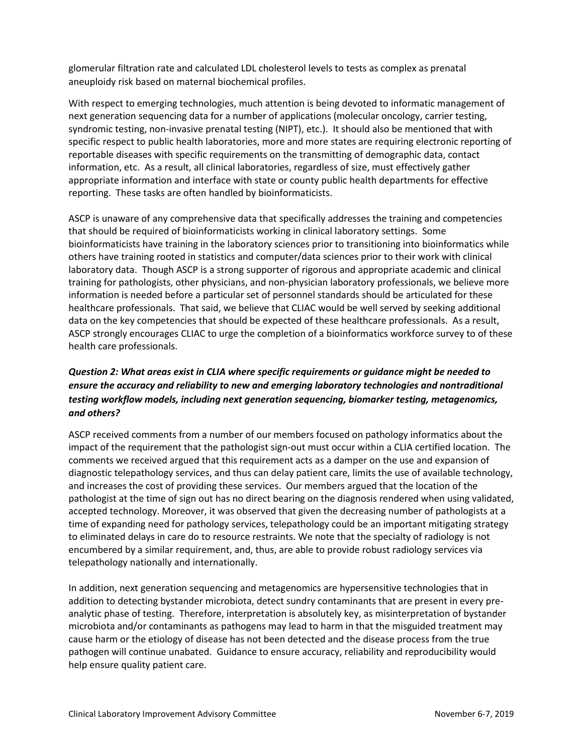glomerular filtration rate and calculated LDL cholesterol levels to tests as complex as prenatal aneuploidy risk based on maternal biochemical profiles.

With respect to emerging technologies, much attention is being devoted to informatic management of next generation sequencing data for a number of applications (molecular oncology, carrier testing, syndromic testing, non-invasive prenatal testing (NIPT), etc.). It should also be mentioned that with specific respect to public health laboratories, more and more states are requiring electronic reporting of reportable diseases with specific requirements on the transmitting of demographic data, contact information, etc. As a result, all clinical laboratories, regardless of size, must effectively gather appropriate information and interface with state or county public health departments for effective reporting. These tasks are often handled by bioinformaticists.

ASCP is unaware of any comprehensive data that specifically addresses the training and competencies that should be required of bioinformaticists working in clinical laboratory settings. Some bioinformaticists have training in the laboratory sciences prior to transitioning into bioinformatics while others have training rooted in statistics and computer/data sciences prior to their work with clinical laboratory data. Though ASCP is a strong supporter of rigorous and appropriate academic and clinical training for pathologists, other physicians, and non-physician laboratory professionals, we believe more information is needed before a particular set of personnel standards should be articulated for these healthcare professionals. That said, we believe that CLIAC would be well served by seeking additional data on the key competencies that should be expected of these healthcare professionals. As a result, ASCP strongly encourages CLIAC to urge the completion of a bioinformatics workforce survey to of these health care professionals.

***Question 2: What areas exist in CLIA where specific requirements or guidance might be needed to ensure the accuracy and reliability to new and emerging laboratory technologies and nontraditional testing workflow models, including next generation sequencing, biomarker testing, metagenomics, and others?***

ASCP received comments from a number of our members focused on pathology informatics about the impact of the requirement that the pathologist sign-out must occur within a CLIA certified location. The comments we received argued that this requirement acts as a damper on the use and expansion of diagnostic telepathology services, and thus can delay patient care, limits the use of available technology, and increases the cost of providing these services. Our members argued that the location of the pathologist at the time of sign out has no direct bearing on the diagnosis rendered when using validated, accepted technology. Moreover, it was observed that given the decreasing number of pathologists at a time of expanding need for pathology services, telepathology could be an important mitigating strategy to eliminated delays in care do to resource restraints. We note that the specialty of radiology is not encumbered by a similar requirement, and, thus, are able to provide robust radiology services via telepathology nationally and internationally.

In addition, next generation sequencing and metagenomics are hypersensitive technologies that in addition to detecting bystander microbiota, detect sundry contaminants that are present in every pre-analytic phase of testing. Therefore, interpretation is absolutely key, as misinterpretation of bystander microbiota and/or contaminants as pathogens may lead to harm in that the misguided treatment may cause harm or the etiology of disease has not been detected and the disease process from the true pathogen will continue unabated. Guidance to ensure accuracy, reliability and reproducibility would help ensure quality patient care.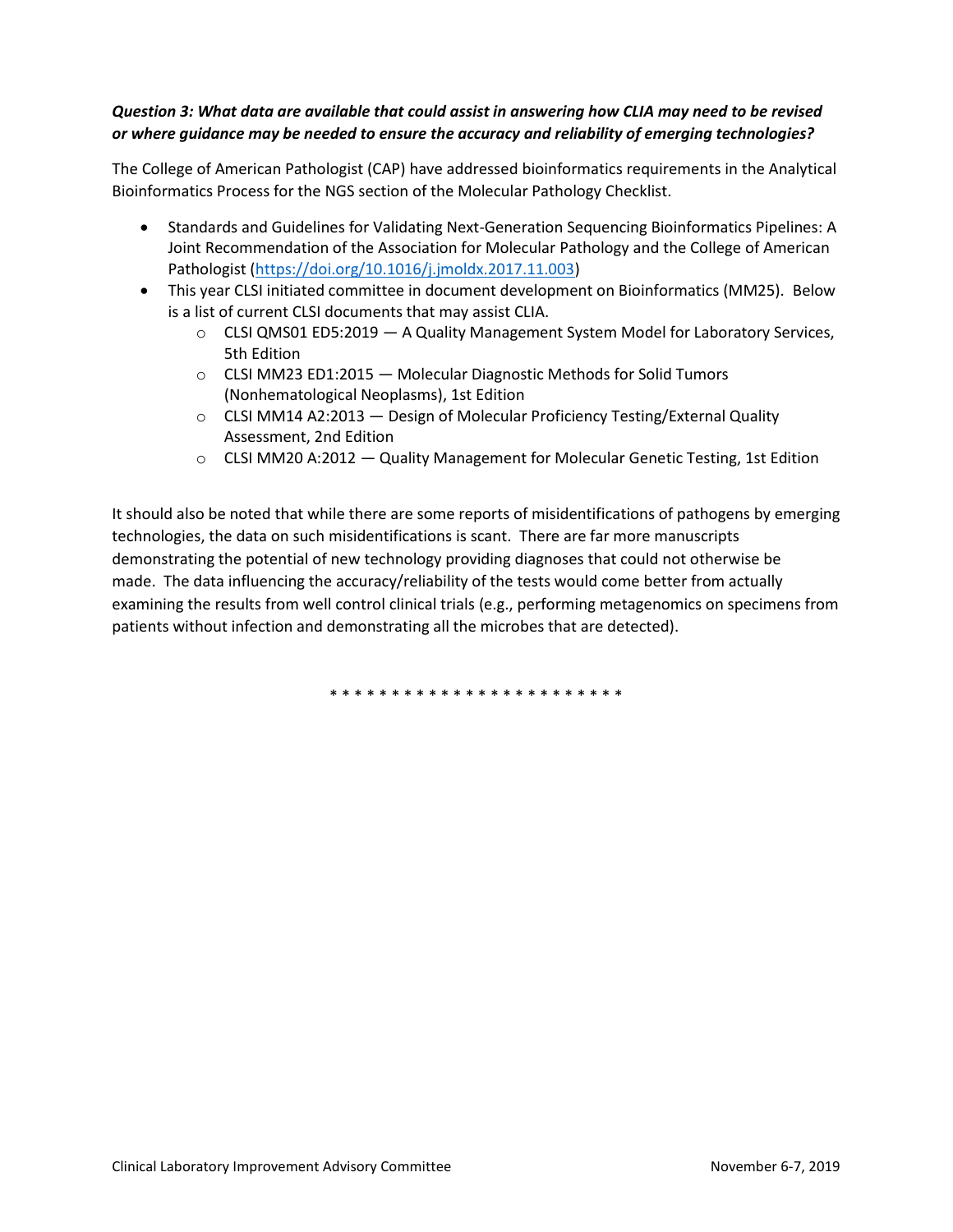***Question 3: What data are available that could assist in answering how CLIA may need to be revised or where guidance may be needed to ensure the accuracy and reliability of emerging technologies?***

The College of American Pathologist (CAP) have addressed bioinformatics requirements in the Analytical Bioinformatics Process for the NGS section of the Molecular Pathology Checklist.

- Standards and Guidelines for Validating Next-Generation Sequencing Bioinformatics Pipelines: A Joint Recommendation of the Association for Molecular Pathology and the College of American Pathologist (https://doi.org/10.1016/j.jmoldx.2017.11.003)
- This year CLSI initiated committee in document development on Bioinformatics (MM25). Below is a list of current CLSI documents that may assist CLIA.
  - CLSI QMS01 ED5:2019 — A Quality Management System Model for Laboratory Services, 5th Edition
  - CLSI MM23 ED1:2015 — Molecular Diagnostic Methods for Solid Tumors (Nonhematological Neoplasms), 1st Edition
  - CLSI MM14 A2:2013 — Design of Molecular Proficiency Testing/External Quality Assessment, 2nd Edition
  - CLSI MM20 A:2012 — Quality Management for Molecular Genetic Testing, 1st Edition

It should also be noted that while there are some reports of misidentifications of pathogens by emerging technologies, the data on such misidentifications is scant. There are far more manuscripts demonstrating the potential of new technology providing diagnoses that could not otherwise be made. The data influencing the accuracy/reliability of the tests would come better from actually examining the results from well control clinical trials (e.g., performing metagenomics on specimens from patients without infection and demonstrating all the microbes that are detected).

\* \* \* \* \* \* \* \* \* \* \* \* \* \* \* \* \* \* \* \* \* \* \* \*